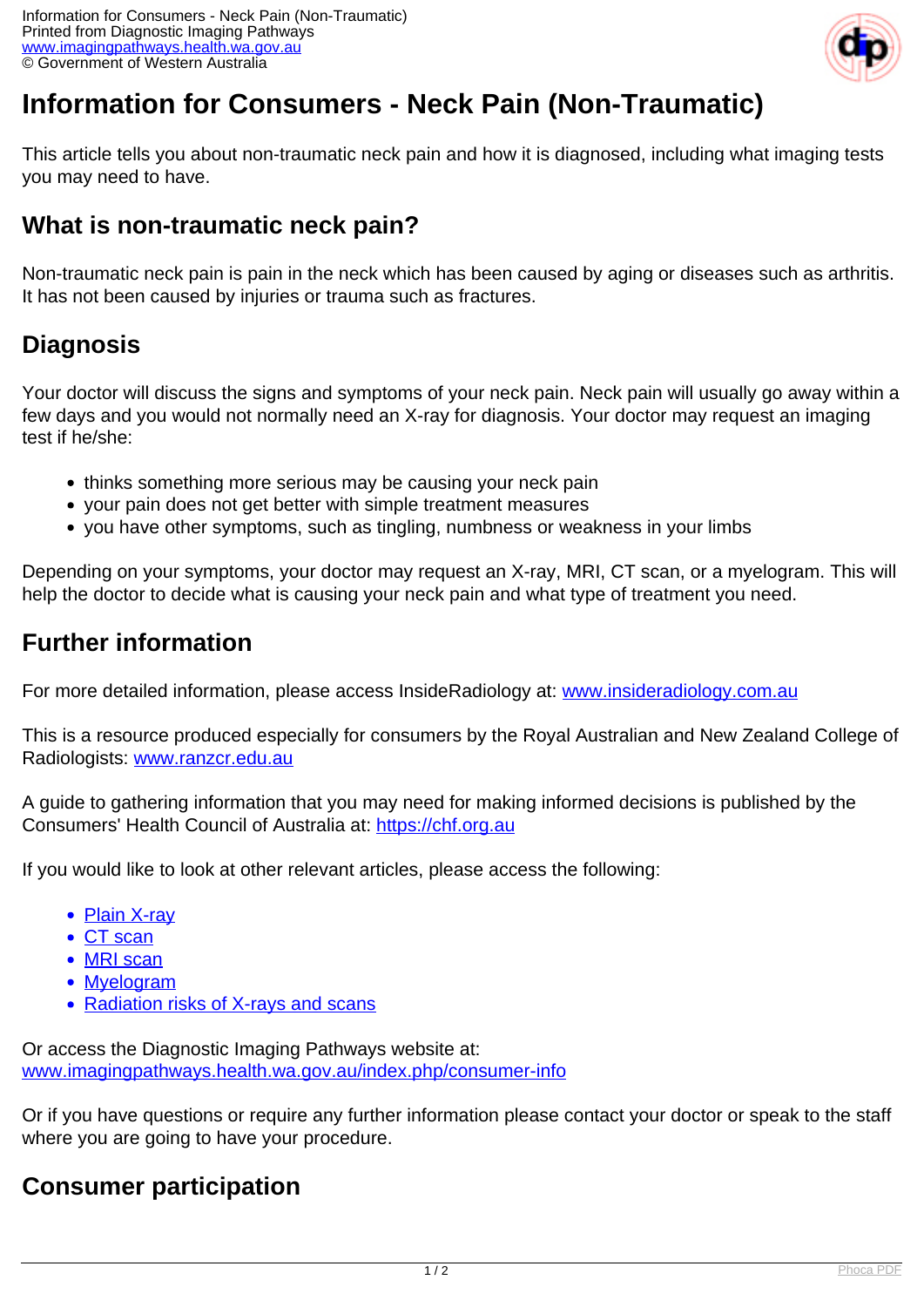# Information for Consumers - Neck Pain (Non-Traumatic)

This article tells you about non-traumatic neck pain and how it is diagnosed, including what imaging tests you may need to have.

## What is non-traumatic neck pain?

Non-traumatic neck pain is pain in the neck which has been caused by aging or diseases such as arthritis. It has not been caused by injuries or trauma such as fractures.

## Diagnosis

Your doctor will discuss the signs and symptoms of your neck pain. Neck pain will usually go away within a few days and you would not normally need an X-ray for diagnosis. Your doctor may request an imaging test if he/she:

- thinks something more serious may be causing your neck pain
- your pain does not get better with simple treatment measures
- you have other symptoms, such as tingling, numbness or weakness in your limbs

Depending on your symptoms, your doctor may request an X-ray, MRI, CT scan, or a myelogram. This will help the doctor to decide what is causing your neck pain and what type of treatment you need.

## Further information

For more detailed information, please access InsideRadiology at: www.insideradiology.com.au

This is a resource produced especially for consumers by the Royal Australian and New Zealand College of Radiologists: www.ranzcr.edu.au

A guide to gathering information that you may need for making informed decisions is published by the Consumers' Health Council of Australia at: https://chf.org.au

If you would like to look at other relevant articles, please access the following:

- Plain X-ray
- CT scan
- MRI scan
- Myelogram
- Radiation risks of X-rays and scans

Or access the Diagnostic Imaging Pathways website at:
www.imagingpathways.health.wa.gov.au/index.php/consumer-info

Or if you have questions or require any further information please contact your doctor or speak to the staff where you are going to have your procedure.

## Consumer participation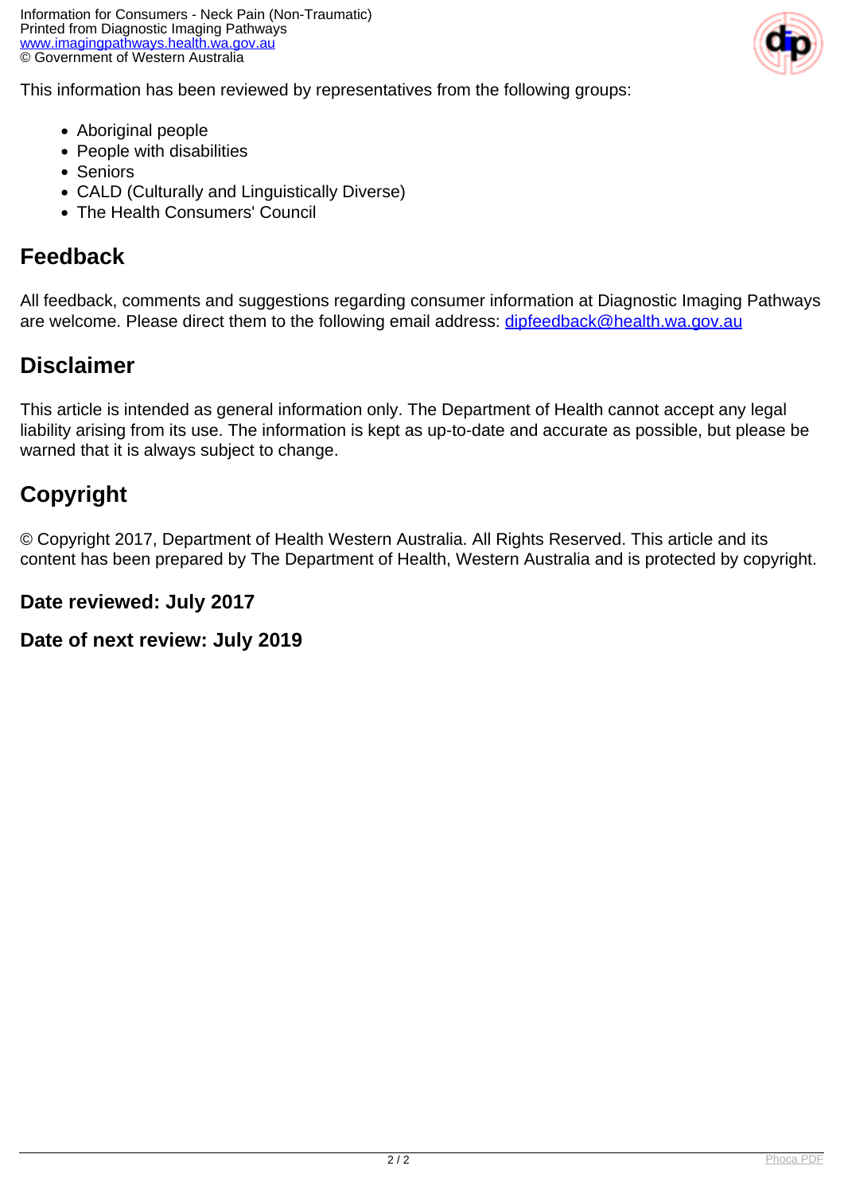This information has been reviewed by representatives from the following groups:

- Aboriginal people
- People with disabilities
- Seniors
- CALD (Culturally and Linguistically Diverse)
- The Health Consumers' Council

## Feedback

All feedback, comments and suggestions regarding consumer information at Diagnostic Imaging Pathways are welcome. Please direct them to the following email address: dipfeedback@health.wa.gov.au

## Disclaimer

This article is intended as general information only. The Department of Health cannot accept any legal liability arising from its use. The information is kept as up-to-date and accurate as possible, but please be warned that it is always subject to change.

## Copyright

© Copyright 2017, Department of Health Western Australia. All Rights Reserved. This article and its content has been prepared by The Department of Health, Western Australia and is protected by copyright.

**Date reviewed: July 2017**

**Date of next review: July 2019**